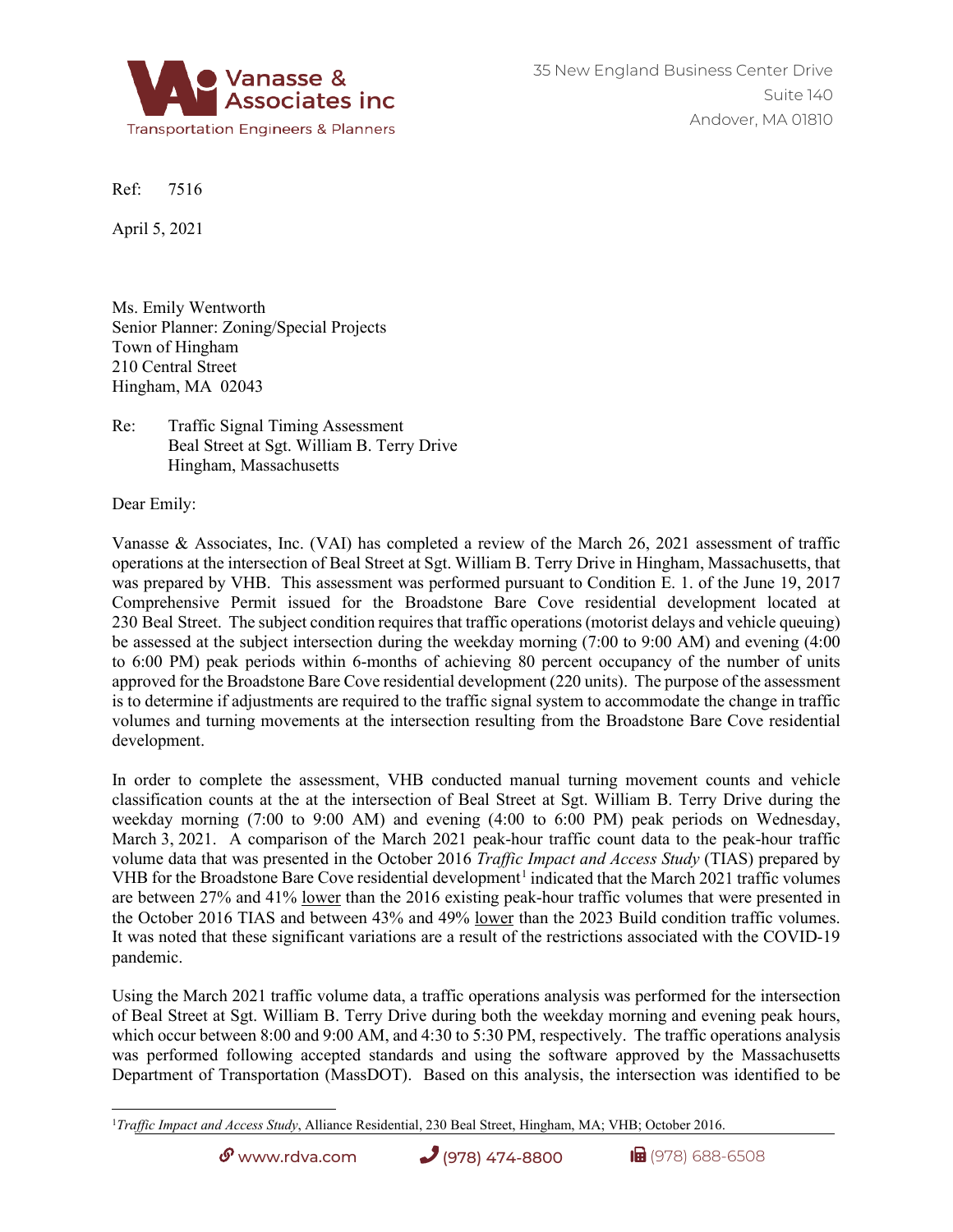Vanasse & Associates inc
Transportation Engineers & Planners

35 New England Business Center Drive
Suite 140
Andover, MA 01810

Ref: 7516

April 5, 2021

Ms. Emily Wentworth
Senior Planner: Zoning/Special Projects
Town of Hingham
210 Central Street
Hingham, MA 02043

Re: Traffic Signal Timing Assessment
Beal Street at Sgt. William B. Terry Drive
Hingham, Massachusetts

Dear Emily:

Vanasse & Associates, Inc. (VAI) has completed a review of the March 26, 2021 assessment of traffic operations at the intersection of Beal Street at Sgt. William B. Terry Drive in Hingham, Massachusetts, that was prepared by VHB. This assessment was performed pursuant to Condition E. 1. of the June 19, 2017 Comprehensive Permit issued for the Broadstone Bare Cove residential development located at 230 Beal Street. The subject condition requires that traffic operations (motorist delays and vehicle queuing) be assessed at the subject intersection during the weekday morning (7:00 to 9:00 AM) and evening (4:00 to 6:00 PM) peak periods within 6-months of achieving 80 percent occupancy of the number of units approved for the Broadstone Bare Cove residential development (220 units). The purpose of the assessment is to determine if adjustments are required to the traffic signal system to accommodate the change in traffic volumes and turning movements at the intersection resulting from the Broadstone Bare Cove residential development.

In order to complete the assessment, VHB conducted manual turning movement counts and vehicle classification counts at the at the intersection of Beal Street at Sgt. William B. Terry Drive during the weekday morning (7:00 to 9:00 AM) and evening (4:00 to 6:00 PM) peak periods on Wednesday, March 3, 2021. A comparison of the March 2021 peak-hour traffic count data to the peak-hour traffic volume data that was presented in the October 2016 *Traffic Impact and Access Study* (TIAS) prepared by VHB for the Broadstone Bare Cove residential development[1] indicated that the March 2021 traffic volumes are between 27% and 41% <u>lower</u> than the 2016 existing peak-hour traffic volumes that were presented in the October 2016 TIAS and between 43% and 49% <u>lower</u> than the 2023 Build condition traffic volumes. It was noted that these significant variations are a result of the restrictions associated with the COVID-19 pandemic.

Using the March 2021 traffic volume data, a traffic operations analysis was performed for the intersection of Beal Street at Sgt. William B. Terry Drive during both the weekday morning and evening peak hours, which occur between 8:00 and 9:00 AM, and 4:30 to 5:30 PM, respectively. The traffic operations analysis was performed following accepted standards and using the software approved by the Massachusetts Department of Transportation (MassDOT). Based on this analysis, the intersection was identified to be

[1] *Traffic Impact and Access Study*, Alliance Residential, 230 Beal Street, Hingham, MA; VHB; October 2016.

www.rdva.com (978) 474-8800 (978) 688-6508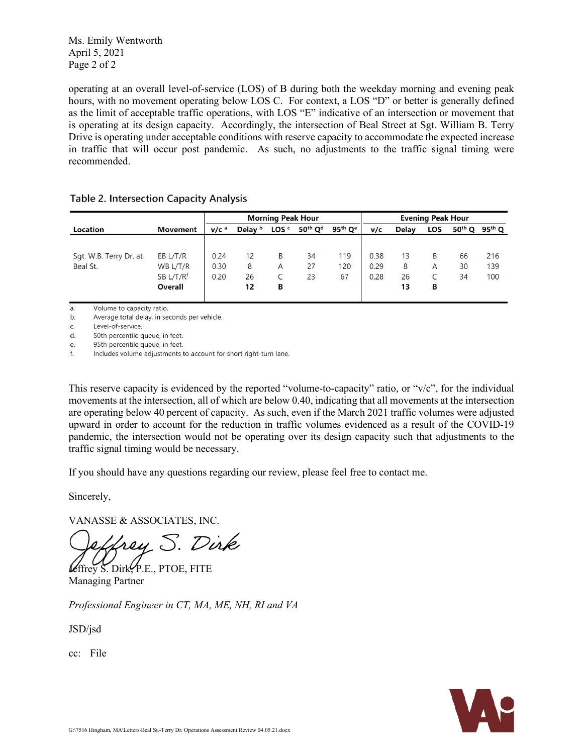Ms. Emily Wentworth
April 5, 2021

operating at an overall level-of-service (LOS) of B during both the weekday morning and evening peak hours, with no movement operating below LOS C. For context, a LOS "D" or better is generally defined as the limit of acceptable traffic operations, with LOS "E" indicative of an intersection or movement that is operating at its design capacity. Accordingly, the intersection of Beal Street at Sgt. William B. Terry Drive is operating under acceptable conditions with reserve capacity to accommodate the expected increase in traffic that will occur post pandemic. As such, no adjustments to the traffic signal timing were recommended.

**Table 2. Intersection Capacity Analysis**

| | | Morning Peak Hour | | | | | Evening Peak Hour | | | | |
|---|---|---|---|---|---|---|---|---|---|---|---|
| **Location** | **Movement** | **v/c** [a] | **Delay** [b] | **LOS** [c] | **50th Q**[d] | **95th Q**[e] | **v/c** | **Delay** | **LOS** | **50th Q** | **95th Q** |
| Sgt. W.B. Terry Dr. at Beal St. | EB L/T/R | 0.24 | 12 | B | 34 | 119 | 0.38 | 13 | B | 66 | 216 |
| | WB L/T/R | 0.30 | 8 | A | 27 | 120 | 0.29 | 8 | A | 30 | 139 |
| | SB L/T/R[f] | 0.20 | 26 | C | 23 | 67 | 0.28 | 26 | C | 34 | 100 |
| | **Overall** | | **12** | **B** | | | | **13** | **B** | | |

a. Volume to capacity ratio.
b. Average total delay, in seconds per vehicle.
c. Level-of-service.
d. 50th percentile queue, in feet.
e. 95th percentile queue, in feet.
f. Includes volume adjustments to account for short right-turn lane.

This reserve capacity is evidenced by the reported "volume-to-capacity" ratio, or "v/c", for the individual movements at the intersection, all of which are below 0.40, indicating that all movements at the intersection are operating below 40 percent of capacity. As such, even if the March 2021 traffic volumes were adjusted upward in order to account for the reduction in traffic volumes evidenced as a result of the COVID-19 pandemic, the intersection would not be operating over its design capacity such that adjustments to the traffic signal timing would be necessary.

If you should have any questions regarding our review, please feel free to contact me.

Sincerely,

VANASSE & ASSOCIATES, INC.

Jeffrey S. Dirk, P.E., PTOE, FITE
Managing Partner

*Professional Engineer in CT, MA, ME, NH, RI and VA*

JSD/jsd

cc: File

G:\7516 Hingham, MA\Letters\Beal St.-Terry Dr. Operations Assessment Review 04.05.21.docx